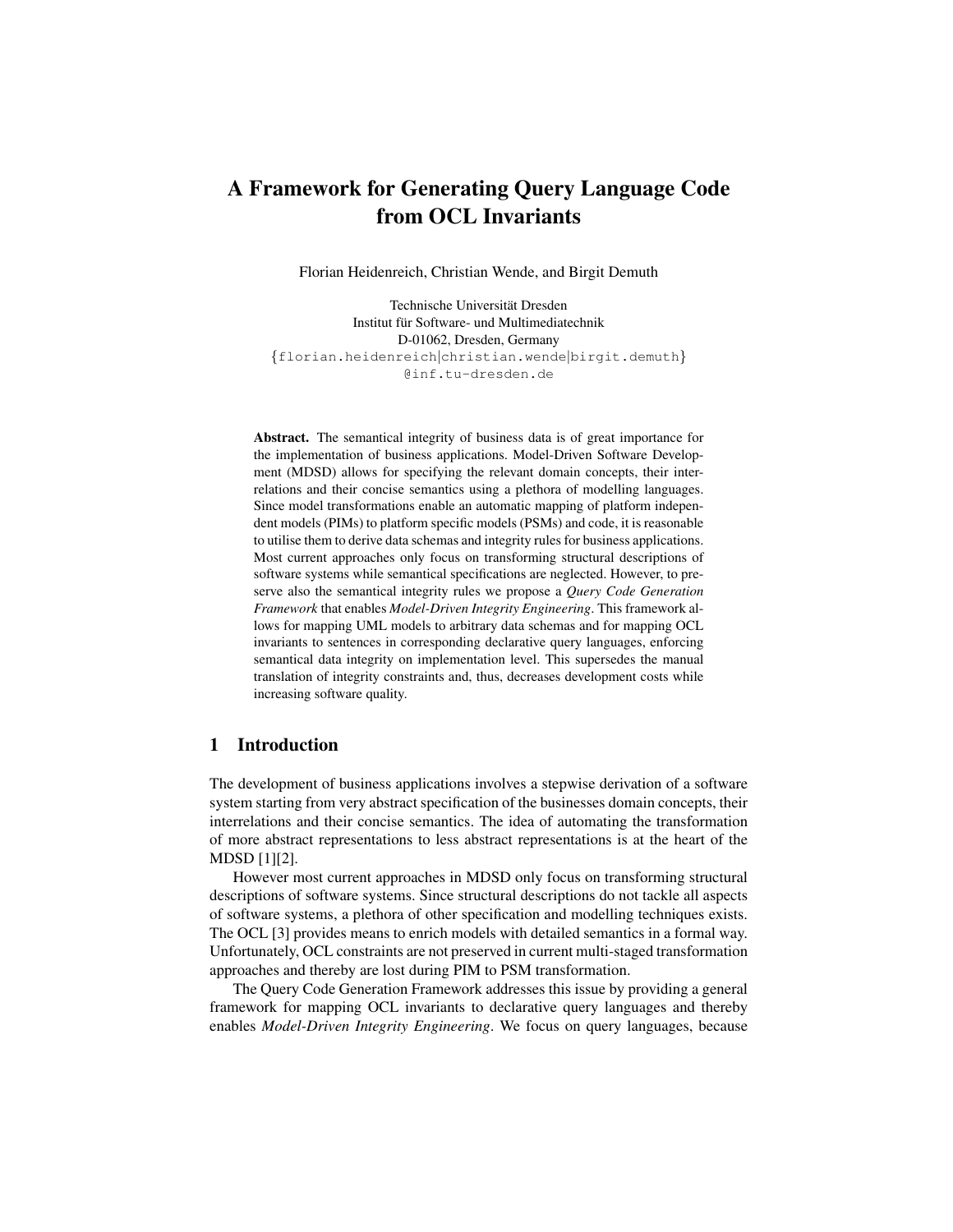# A Framework for Generating Query Language Code from OCL Invariants

Florian Heidenreich, Christian Wende, and Birgit Demuth

Technische Universität Dresden
Institut für Software- und Multimediatechnik
D-01062, Dresden, Germany
{florian.heidenreich|christian.wende|birgit.demuth}
@inf.tu-dresden.de

**Abstract.** The semantical integrity of business data is of great importance for the implementation of business applications. Model-Driven Software Development (MDSD) allows for specifying the relevant domain concepts, their interrelations and their concise semantics using a plethora of modelling languages. Since model transformations enable an automatic mapping of platform independent models (PIMs) to platform specific models (PSMs) and code, it is reasonable to utilise them to derive data schemas and integrity rules for business applications. Most current approaches only focus on transforming structural descriptions of software systems while semantical specifications are neglected. However, to preserve also the semantical integrity rules we propose a *Query Code Generation Framework* that enables *Model-Driven Integrity Engineering*. This framework allows for mapping UML models to arbitrary data schemas and for mapping OCL invariants to sentences in corresponding declarative query languages, enforcing semantical data integrity on implementation level. This supersedes the manual translation of integrity constraints and, thus, decreases development costs while increasing software quality.

## 1 Introduction

The development of business applications involves a stepwise derivation of a software system starting from very abstract specification of the businesses domain concepts, their interrelations and their concise semantics. The idea of automating the transformation of more abstract representations to less abstract representations is at the heart of the MDSD [1][2].

However most current approaches in MDSD only focus on transforming structural descriptions of software systems. Since structural descriptions do not tackle all aspects of software systems, a plethora of other specification and modelling techniques exists. The OCL [3] provides means to enrich models with detailed semantics in a formal way. Unfortunately, OCL constraints are not preserved in current multi-staged transformation approaches and thereby are lost during PIM to PSM transformation.

The Query Code Generation Framework addresses this issue by providing a general framework for mapping OCL invariants to declarative query languages and thereby enables *Model-Driven Integrity Engineering*. We focus on query languages, because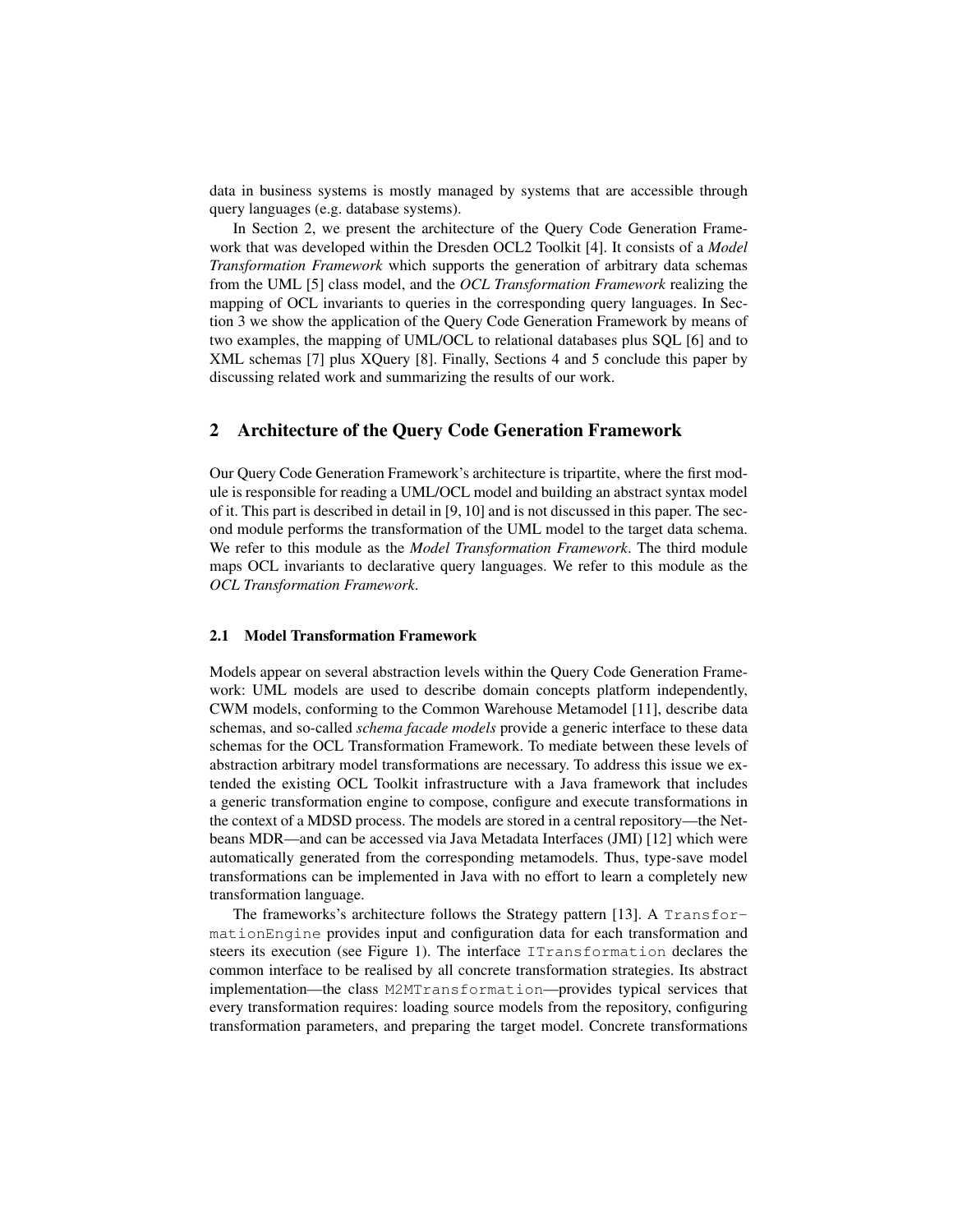data in business systems is mostly managed by systems that are accessible through query languages (e.g. database systems).

In Section 2, we present the architecture of the Query Code Generation Framework that was developed within the Dresden OCL2 Toolkit [4]. It consists of a *Model Transformation Framework* which supports the generation of arbitrary data schemas from the UML [5] class model, and the *OCL Transformation Framework* realizing the mapping of OCL invariants to queries in the corresponding query languages. In Section 3 we show the application of the Query Code Generation Framework by means of two examples, the mapping of UML/OCL to relational databases plus SQL [6] and to XML schemas [7] plus XQuery [8]. Finally, Sections 4 and 5 conclude this paper by discussing related work and summarizing the results of our work.

## 2 Architecture of the Query Code Generation Framework

Our Query Code Generation Framework's architecture is tripartite, where the first module is responsible for reading a UML/OCL model and building an abstract syntax model of it. This part is described in detail in [9, 10] and is not discussed in this paper. The second module performs the transformation of the UML model to the target data schema. We refer to this module as the *Model Transformation Framework*. The third module maps OCL invariants to declarative query languages. We refer to this module as the *OCL Transformation Framework*.

### 2.1 Model Transformation Framework

Models appear on several abstraction levels within the Query Code Generation Framework: UML models are used to describe domain concepts platform independently, CWM models, conforming to the Common Warehouse Metamodel [11], describe data schemas, and so-called *schema facade models* provide a generic interface to these data schemas for the OCL Transformation Framework. To mediate between these levels of abstraction arbitrary model transformations are necessary. To address this issue we extended the existing OCL Toolkit infrastructure with a Java framework that includes a generic transformation engine to compose, configure and execute transformations in the context of a MDSD process. The models are stored in a central repository—the Netbeans MDR—and can be accessed via Java Metadata Interfaces (JMI) [12] which were automatically generated from the corresponding metamodels. Thus, type-save model transformations can be implemented in Java with no effort to learn a completely new transformation language.

The frameworks's architecture follows the Strategy pattern [13]. A `TransformationEngine` provides input and configuration data for each transformation and steers its execution (see Figure 1). The interface `ITransformation` declares the common interface to be realised by all concrete transformation strategies. Its abstract implementation—the class `M2MTransformation`—provides typical services that every transformation requires: loading source models from the repository, configuring transformation parameters, and preparing the target model. Concrete transformations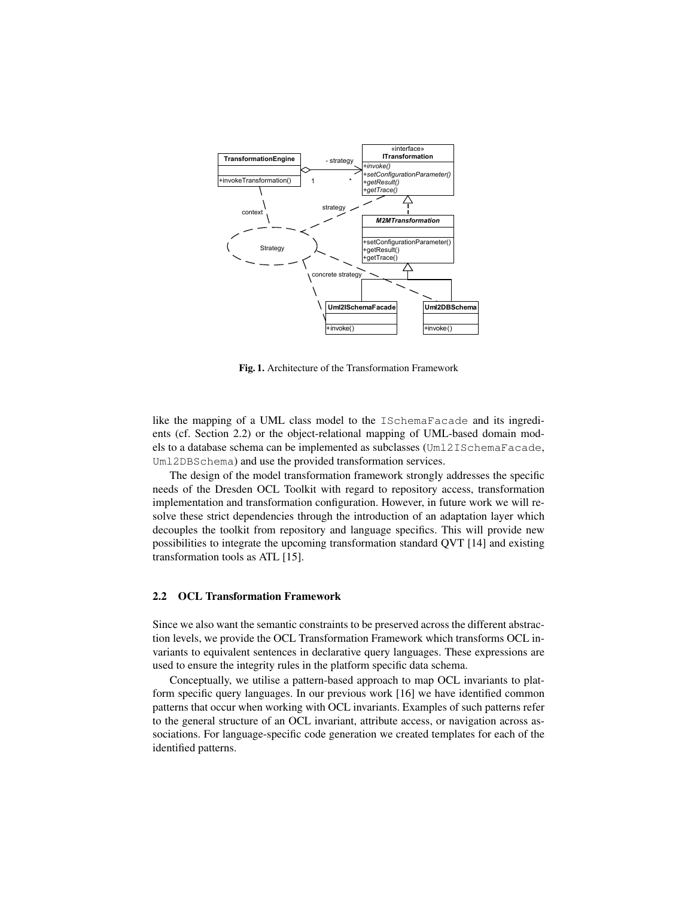Fig. 1. Architecture of the Transformation Framework

like the mapping of a UML class model to the ISchemaFacade and its ingredients (cf. Section 2.2) or the object-relational mapping of UML-based domain models to a database schema can be implemented as subclasses (Uml2ISchemaFacade, Uml2DBSchema) and use the provided transformation services.

The design of the model transformation framework strongly addresses the specific needs of the Dresden OCL Toolkit with regard to repository access, transformation implementation and transformation configuration. However, in future work we will resolve these strict dependencies through the introduction of an adaptation layer which decouples the toolkit from repository and language specifics. This will provide new possibilities to integrate the upcoming transformation standard QVT [14] and existing transformation tools as ATL [15].

## 2.2 OCL Transformation Framework

Since we also want the semantic constraints to be preserved across the different abstraction levels, we provide the OCL Transformation Framework which transforms OCL invariants to equivalent sentences in declarative query languages. These expressions are used to ensure the integrity rules in the platform specific data schema.

Conceptually, we utilise a pattern-based approach to map OCL invariants to platform specific query languages. In our previous work [16] we have identified common patterns that occur when working with OCL invariants. Examples of such patterns refer to the general structure of an OCL invariant, attribute access, or navigation across associations. For language-specific code generation we created templates for each of the identified patterns.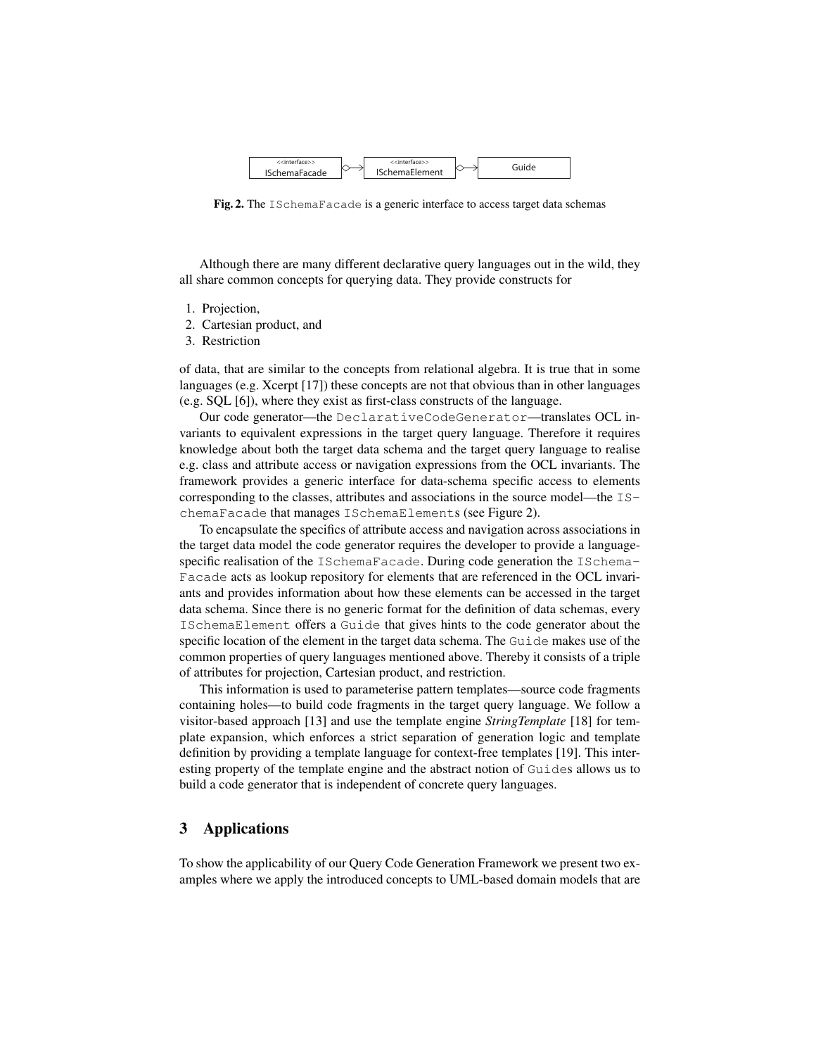Fig. 2. The `ISchemaFacade` is a generic interface to access target data schemas

Although there are many different declarative query languages out in the wild, they all share common concepts for querying data. They provide constructs for

1. Projection,
2. Cartesian product, and
3. Restriction

of data, that are similar to the concepts from relational algebra. It is true that in some languages (e.g. Xcerpt [17]) these concepts are not that obvious than in other languages (e.g. SQL [6]), where they exist as first-class constructs of the language.

Our code generator—the `DeclarativeCodeGenerator`—translates OCL invariants to equivalent expressions in the target query language. Therefore it requires knowledge about both the target data schema and the target query language to realise e.g. class and attribute access or navigation expressions from the OCL invariants. The framework provides a generic interface for data-schema specific access to elements corresponding to the classes, attributes and associations in the source model—the `ISchemaFacade` that manages `ISchemaElement`s (see Figure 2).

To encapsulate the specifics of attribute access and navigation across associations in the target data model the code generator requires the developer to provide a language-specific realisation of the `ISchemaFacade`. During code generation the `ISchemaFacade` acts as lookup repository for elements that are referenced in the OCL invariants and provides information about how these elements can be accessed in the target data schema. Since there is no generic format for the definition of data schemas, every `ISchemaElement` offers a `Guide` that gives hints to the code generator about the specific location of the element in the target data schema. The `Guide` makes use of the common properties of query languages mentioned above. Thereby it consists of a triple of attributes for projection, Cartesian product, and restriction.

This information is used to parameterise pattern templates—source code fragments containing holes—to build code fragments in the target query language. We follow a visitor-based approach [13] and use the template engine *StringTemplate* [18] for template expansion, which enforces a strict separation of generation logic and template definition by providing a template language for context-free templates [19]. This interesting property of the template engine and the abstract notion of `Guide`s allows us to build a code generator that is independent of concrete query languages.

## 3 Applications

To show the applicability of our Query Code Generation Framework we present two examples where we apply the introduced concepts to UML-based domain models that are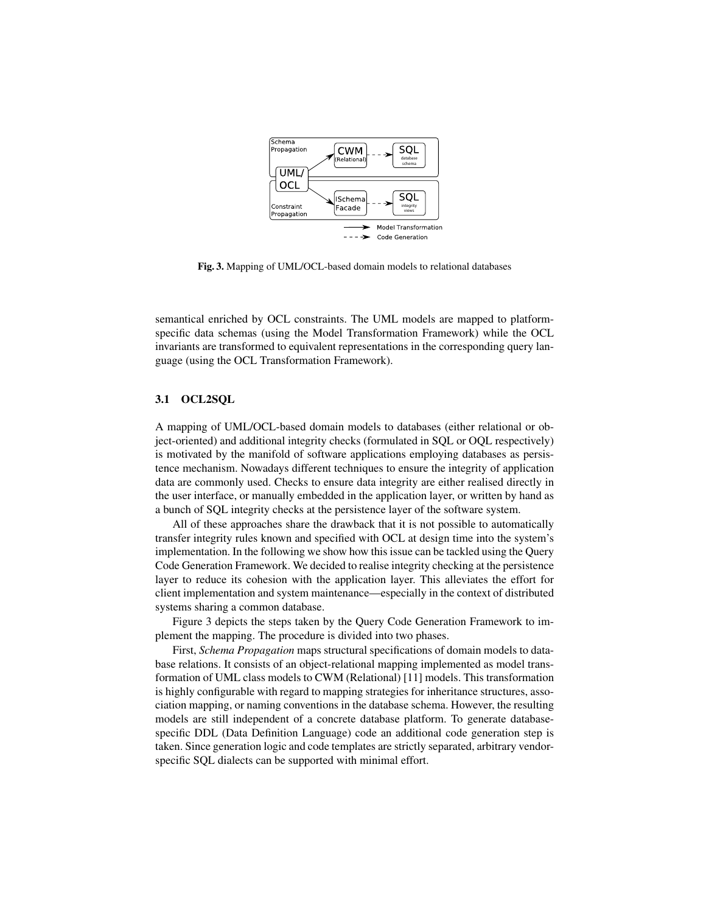Fig. 3. Mapping of UML/OCL-based domain models to relational databases

semantical enriched by OCL constraints. The UML models are mapped to platform-specific data schemas (using the Model Transformation Framework) while the OCL invariants are transformed to equivalent representations in the corresponding query language (using the OCL Transformation Framework).

### 3.1 OCL2SQL

A mapping of UML/OCL-based domain models to databases (either relational or object-oriented) and additional integrity checks (formulated in SQL or OQL respectively) is motivated by the manifold of software applications employing databases as persistence mechanism. Nowadays different techniques to ensure the integrity of application data are commonly used. Checks to ensure data integrity are either realised directly in the user interface, or manually embedded in the application layer, or written by hand as a bunch of SQL integrity checks at the persistence layer of the software system.

All of these approaches share the drawback that it is not possible to automatically transfer integrity rules known and specified with OCL at design time into the system's implementation. In the following we show how this issue can be tackled using the Query Code Generation Framework. We decided to realise integrity checking at the persistence layer to reduce its cohesion with the application layer. This alleviates the effort for client implementation and system maintenance—especially in the context of distributed systems sharing a common database.

Figure 3 depicts the steps taken by the Query Code Generation Framework to implement the mapping. The procedure is divided into two phases.

First, *Schema Propagation* maps structural specifications of domain models to database relations. It consists of an object-relational mapping implemented as model transformation of UML class models to CWM (Relational) [11] models. This transformation is highly configurable with regard to mapping strategies for inheritance structures, association mapping, or naming conventions in the database schema. However, the resulting models are still independent of a concrete database platform. To generate database-specific DDL (Data Definition Language) code an additional code generation step is taken. Since generation logic and code templates are strictly separated, arbitrary vendor-specific SQL dialects can be supported with minimal effort.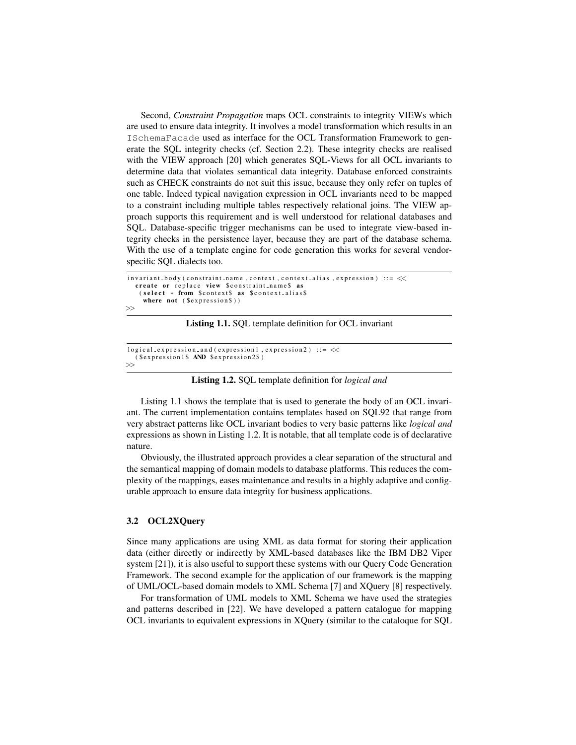Second, *Constraint Propagation* maps OCL constraints to integrity VIEWs which are used to ensure data integrity. It involves a model transformation which results in an `ISchemaFacade` used as interface for the OCL Transformation Framework to generate the SQL integrity checks (cf. Section 2.2). These integrity checks are realised with the VIEW approach [20] which generates SQL-Views for all OCL invariants to determine data that violates semantical data integrity. Database enforced constraints such as CHECK constraints do not suit this issue, because they only refer on tuples of one table. Indeed typical navigation expression in OCL invariants need to be mapped to a constraint including multiple tables respectively relational joins. The VIEW approach supports this requirement and is well understood for relational databases and SQL. Database-specific trigger mechanisms can be used to integrate view-based integrity checks in the persistence layer, because they are part of the database schema. With the use of a template engine for code generation this works for several vendor-specific SQL dialects too.

```
invariant_body(constraint_name, context, context_alias, expression) ::= <<
  create or replace view $constraint_name$ as
   (select * from $context$ as $context_alias$
    where not ($expression$))
>>
```

**Listing 1.1.** SQL template definition for OCL invariant

```
logical_expression_and(expression1, expression2) ::= <<
  ($expression1$ AND $expression2$)
>>
```

**Listing 1.2.** SQL template definition for *logical and*

Listing 1.1 shows the template that is used to generate the body of an OCL invariant. The current implementation contains templates based on SQL92 that range from very abstract patterns like OCL invariant bodies to very basic patterns like *logical and* expressions as shown in Listing 1.2. It is notable, that all template code is of declarative nature.

Obviously, the illustrated approach provides a clear separation of the structural and the semantical mapping of domain models to database platforms. This reduces the complexity of the mappings, eases maintenance and results in a highly adaptive and configurable approach to ensure data integrity for business applications.

### 3.2 OCL2XQuery

Since many applications are using XML as data format for storing their application data (either directly or indirectly by XML-based databases like the IBM DB2 Viper system [21]), it is also useful to support these systems with our Query Code Generation Framework. The second example for the application of our framework is the mapping of UML/OCL-based domain models to XML Schema [7] and XQuery [8] respectively.

For transformation of UML models to XML Schema we have used the strategies and patterns described in [22]. We have developed a pattern catalogue for mapping OCL invariants to equivalent expressions in XQuery (similar to the cataloque for SQL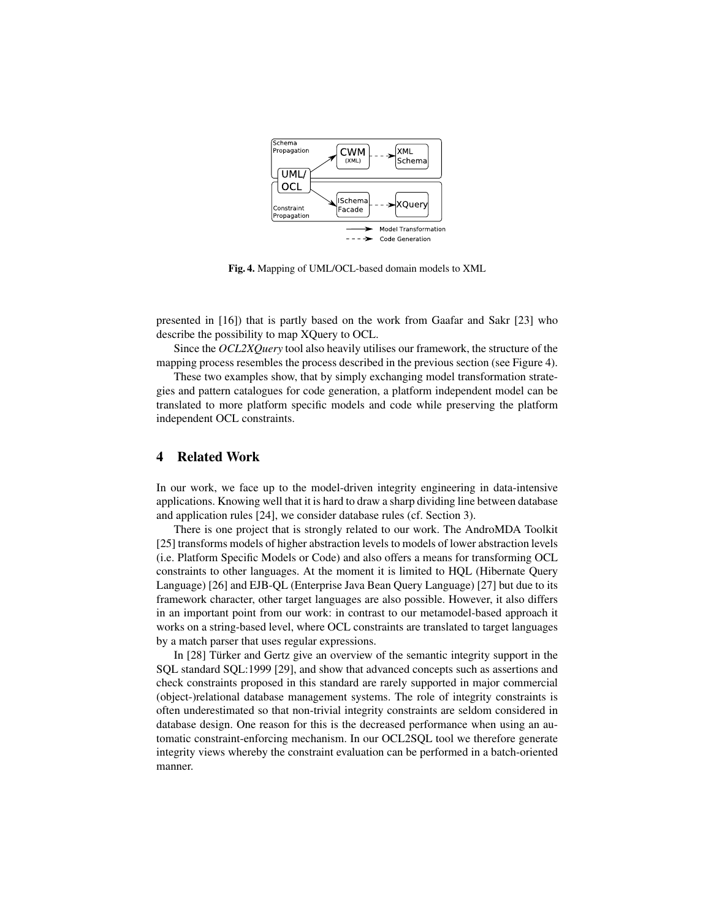Fig. 4. Mapping of UML/OCL-based domain models to XML

presented in [16]) that is partly based on the work from Gaafar and Sakr [23] who describe the possibility to map XQuery to OCL.

Since the *OCL2XQuery* tool also heavily utilises our framework, the structure of the mapping process resembles the process described in the previous section (see Figure 4).

These two examples show, that by simply exchanging model transformation strategies and pattern catalogues for code generation, a platform independent model can be translated to more platform specific models and code while preserving the platform independent OCL constraints.

## 4 Related Work

In our work, we face up to the model-driven integrity engineering in data-intensive applications. Knowing well that it is hard to draw a sharp dividing line between database and application rules [24], we consider database rules (cf. Section 3).

There is one project that is strongly related to our work. The AndroMDA Toolkit [25] transforms models of higher abstraction levels to models of lower abstraction levels (i.e. Platform Specific Models or Code) and also offers a means for transforming OCL constraints to other languages. At the moment it is limited to HQL (Hibernate Query Language) [26] and EJB-QL (Enterprise Java Bean Query Language) [27] but due to its framework character, other target languages are also possible. However, it also differs in an important point from our work: in contrast to our metamodel-based approach it works on a string-based level, where OCL constraints are translated to target languages by a match parser that uses regular expressions.

In [28] Türker and Gertz give an overview of the semantic integrity support in the SQL standard SQL:1999 [29], and show that advanced concepts such as assertions and check constraints proposed in this standard are rarely supported in major commercial (object-)relational database management systems. The role of integrity constraints is often underestimated so that non-trivial integrity constraints are seldom considered in database design. One reason for this is the decreased performance when using an automatic constraint-enforcing mechanism. In our OCL2SQL tool we therefore generate integrity views whereby the constraint evaluation can be performed in a batch-oriented manner.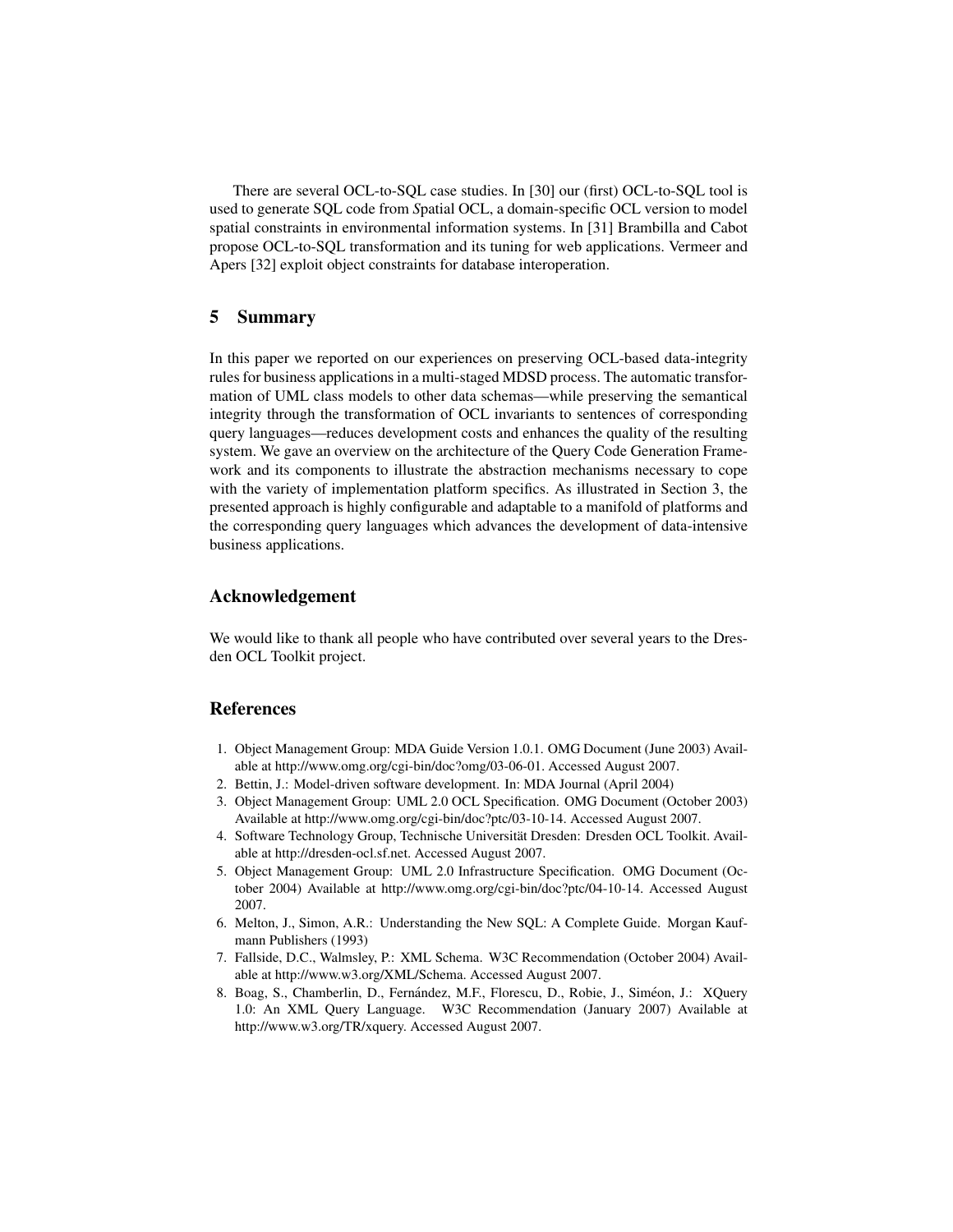There are several OCL-to-SQL case studies. In [30] our (first) OCL-to-SQL tool is used to generate SQL code from *S*patial OCL, a domain-specific OCL version to model spatial constraints in environmental information systems. In [31] Brambilla and Cabot propose OCL-to-SQL transformation and its tuning for web applications. Vermeer and Apers [32] exploit object constraints for database interoperation.

## 5 Summary

In this paper we reported on our experiences on preserving OCL-based data-integrity rules for business applications in a multi-staged MDSD process. The automatic transformation of UML class models to other data schemas—while preserving the semantical integrity through the transformation of OCL invariants to sentences of corresponding query languages—reduces development costs and enhances the quality of the resulting system. We gave an overview on the architecture of the Query Code Generation Framework and its components to illustrate the abstraction mechanisms necessary to cope with the variety of implementation platform specifics. As illustrated in Section 3, the presented approach is highly configurable and adaptable to a manifold of platforms and the corresponding query languages which advances the development of data-intensive business applications.

## Acknowledgement

We would like to thank all people who have contributed over several years to the Dresden OCL Toolkit project.

## References

1. Object Management Group: MDA Guide Version 1.0.1. OMG Document (June 2003) Available at http://www.omg.org/cgi-bin/doc?omg/03-06-01. Accessed August 2007.
2. Bettin, J.: Model-driven software development. In: MDA Journal (April 2004)
3. Object Management Group: UML 2.0 OCL Specification. OMG Document (October 2003) Available at http://www.omg.org/cgi-bin/doc?ptc/03-10-14. Accessed August 2007.
4. Software Technology Group, Technische Universität Dresden: Dresden OCL Toolkit. Available at http://dresden-ocl.sf.net. Accessed August 2007.
5. Object Management Group: UML 2.0 Infrastructure Specification. OMG Document (October 2004) Available at http://www.omg.org/cgi-bin/doc?ptc/04-10-14. Accessed August 2007.
6. Melton, J., Simon, A.R.: Understanding the New SQL: A Complete Guide. Morgan Kaufmann Publishers (1993)
7. Fallside, D.C., Walmsley, P.: XML Schema. W3C Recommendation (October 2004) Available at http://www.w3.org/XML/Schema. Accessed August 2007.
8. Boag, S., Chamberlin, D., Fernández, M.F., Florescu, D., Robie, J., Siméon, J.: XQuery 1.0: An XML Query Language. W3C Recommendation (January 2007) Available at http://www.w3.org/TR/xquery. Accessed August 2007.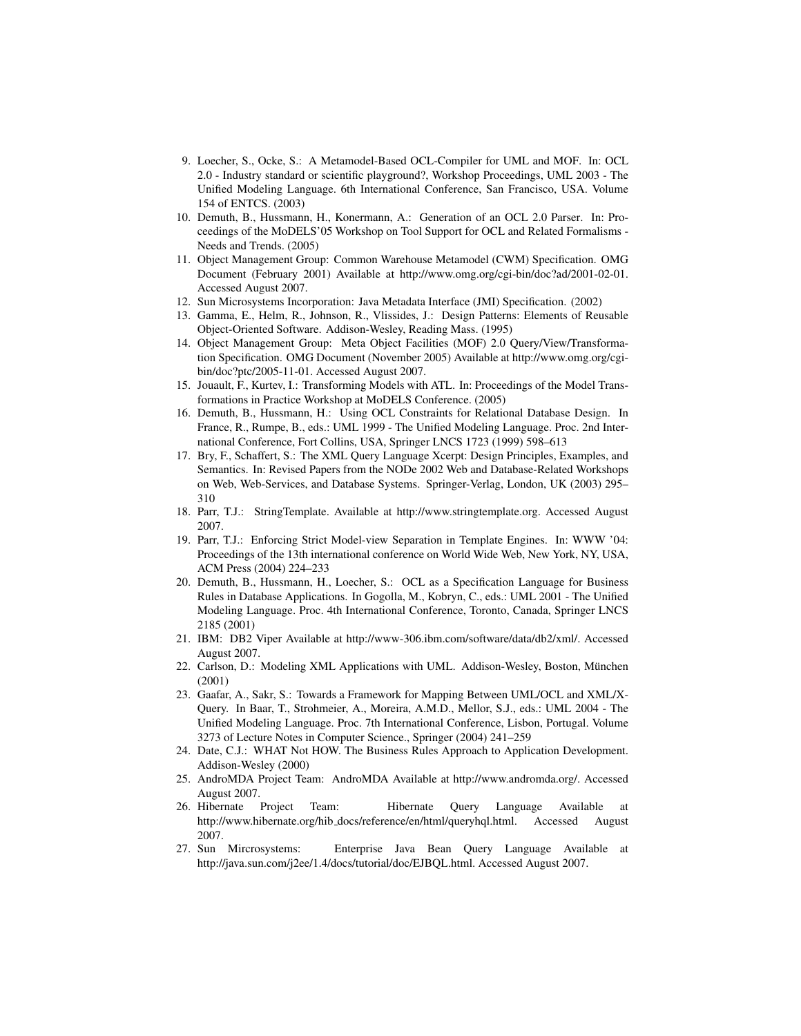9. Loecher, S., Ocke, S.: A Metamodel-Based OCL-Compiler for UML and MOF. In: OCL 2.0 - Industry standard or scientific playground?, Workshop Proceedings, UML 2003 - The Unified Modeling Language. 6th International Conference, San Francisco, USA. Volume 154 of ENTCS. (2003)
10. Demuth, B., Hussmann, H., Konermann, A.: Generation of an OCL 2.0 Parser. In: Proceedings of the MoDELS'05 Workshop on Tool Support for OCL and Related Formalisms - Needs and Trends. (2005)
11. Object Management Group: Common Warehouse Metamodel (CWM) Specification. OMG Document (February 2001) Available at http://www.omg.org/cgi-bin/doc?ad/2001-02-01. Accessed August 2007.
12. Sun Microsystems Incorporation: Java Metadata Interface (JMI) Specification. (2002)
13. Gamma, E., Helm, R., Johnson, R., Vlissides, J.: Design Patterns: Elements of Reusable Object-Oriented Software. Addison-Wesley, Reading Mass. (1995)
14. Object Management Group: Meta Object Facilities (MOF) 2.0 Query/View/Transformation Specification. OMG Document (November 2005) Available at http://www.omg.org/cgi-bin/doc?ptc/2005-11-01. Accessed August 2007.
15. Jouault, F., Kurtev, I.: Transforming Models with ATL. In: Proceedings of the Model Transformations in Practice Workshop at MoDELS Conference. (2005)
16. Demuth, B., Hussmann, H.: Using OCL Constraints for Relational Database Design. In France, R., Rumpe, B., eds.: UML 1999 - The Unified Modeling Language. Proc. 2nd International Conference, Fort Collins, USA, Springer LNCS 1723 (1999) 598–613
17. Bry, F., Schaffert, S.: The XML Query Language Xcerpt: Design Principles, Examples, and Semantics. In: Revised Papers from the NODe 2002 Web and Database-Related Workshops on Web, Web-Services, and Database Systems. Springer-Verlag, London, UK (2003) 295–310
18. Parr, T.J.: StringTemplate. Available at http://www.stringtemplate.org. Accessed August 2007.
19. Parr, T.J.: Enforcing Strict Model-view Separation in Template Engines. In: WWW '04: Proceedings of the 13th international conference on World Wide Web, New York, NY, USA, ACM Press (2004) 224–233
20. Demuth, B., Hussmann, H., Loecher, S.: OCL as a Specification Language for Business Rules in Database Applications. In Gogolla, M., Kobryn, C., eds.: UML 2001 - The Unified Modeling Language. Proc. 4th International Conference, Toronto, Canada, Springer LNCS 2185 (2001)
21. IBM: DB2 Viper Available at http://www-306.ibm.com/software/data/db2/xml/. Accessed August 2007.
22. Carlson, D.: Modeling XML Applications with UML. Addison-Wesley, Boston, München (2001)
23. Gaafar, A., Sakr, S.: Towards a Framework for Mapping Between UML/OCL and XML/X-Query. In Baar, T., Strohmeier, A., Moreira, A.M.D., Mellor, S.J., eds.: UML 2004 - The Unified Modeling Language. Proc. 7th International Conference, Lisbon, Portugal. Volume 3273 of Lecture Notes in Computer Science., Springer (2004) 241–259
24. Date, C.J.: WHAT Not HOW. The Business Rules Approach to Application Development. Addison-Wesley (2000)
25. AndroMDA Project Team: AndroMDA Available at http://www.andromda.org/. Accessed August 2007.
26. Hibernate Project Team: Hibernate Query Language Available at http://www.hibernate.org/hib_docs/reference/en/html/queryhql.html. Accessed August 2007.
27. Sun Mircrosystems: Enterprise Java Bean Query Language Available at http://java.sun.com/j2ee/1.4/docs/tutorial/doc/EJBQL.html. Accessed August 2007.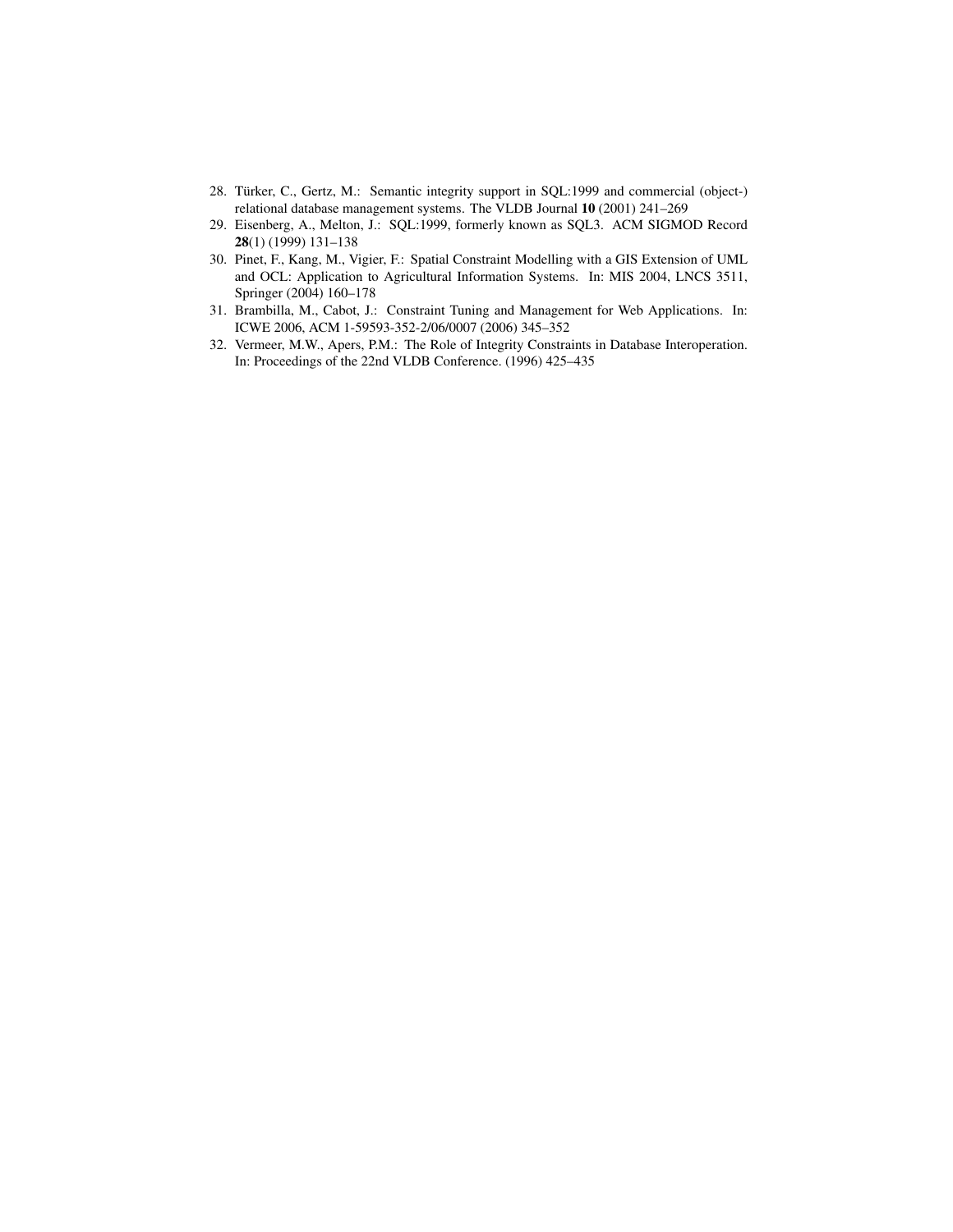28. Türker, C., Gertz, M.: Semantic integrity support in SQL:1999 and commercial (object-) relational database management systems. The VLDB Journal **10** (2001) 241–269
29. Eisenberg, A., Melton, J.: SQL:1999, formerly known as SQL3. ACM SIGMOD Record **28**(1) (1999) 131–138
30. Pinet, F., Kang, M., Vigier, F.: Spatial Constraint Modelling with a GIS Extension of UML and OCL: Application to Agricultural Information Systems. In: MIS 2004, LNCS 3511, Springer (2004) 160–178
31. Brambilla, M., Cabot, J.: Constraint Tuning and Management for Web Applications. In: ICWE 2006, ACM 1-59593-352-2/06/0007 (2006) 345–352
32. Vermeer, M.W., Apers, P.M.: The Role of Integrity Constraints in Database Interoperation. In: Proceedings of the 22nd VLDB Conference. (1996) 425–435